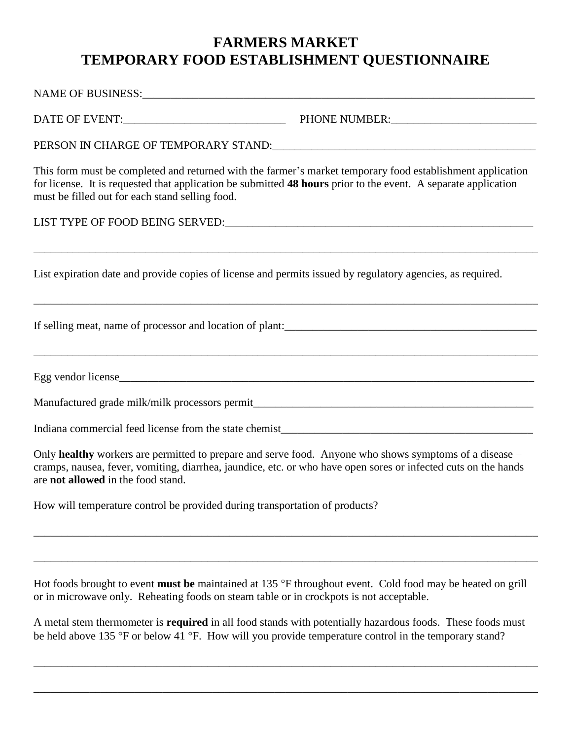# FARMERS MARKET
# TEMPORARY FOOD ESTABLISHMENT QUESTIONNAIRE

NAME OF BUSINESS:___________________________________________________________________________

DATE OF EVENT:_____________________________ PHONE NUMBER:__________________________

PERSON IN CHARGE OF TEMPORARY STAND:_______________________________________________

This form must be completed and returned with the farmer's market temporary food establishment application for license. It is requested that application be submitted **48 hours** prior to the event. A separate application must be filled out for each stand selling food.

LIST TYPE OF FOOD BEING SERVED:_________________________________________________________

_____________________________________________________________________________________________

List expiration date and provide copies of license and permits issued by regulatory agencies, as required.

_____________________________________________________________________________________________

If selling meat, name of processor and location of plant:_______________________________________________

_____________________________________________________________________________________________

Egg vendor license______________________________________________________________________________

Manufactured grade milk/milk processors permit_____________________________________________________

Indiana commercial feed license from the state chemist_______________________________________________

Only **healthy** workers are permitted to prepare and serve food. Anyone who shows symptoms of a disease – cramps, nausea, fever, vomiting, diarrhea, jaundice, etc. or who have open sores or infected cuts on the hands are **not allowed** in the food stand.

How will temperature control be provided during transportation of products?

_____________________________________________________________________________________________

_____________________________________________________________________________________________

Hot foods brought to event **must be** maintained at 135 °F throughout event. Cold food may be heated on grill or in microwave only. Reheating foods on steam table or in crockpots is not acceptable.

A metal stem thermometer is **required** in all food stands with potentially hazardous foods. These foods must be held above 135 °F or below 41 °F. How will you provide temperature control in the temporary stand?

_____________________________________________________________________________________________

_____________________________________________________________________________________________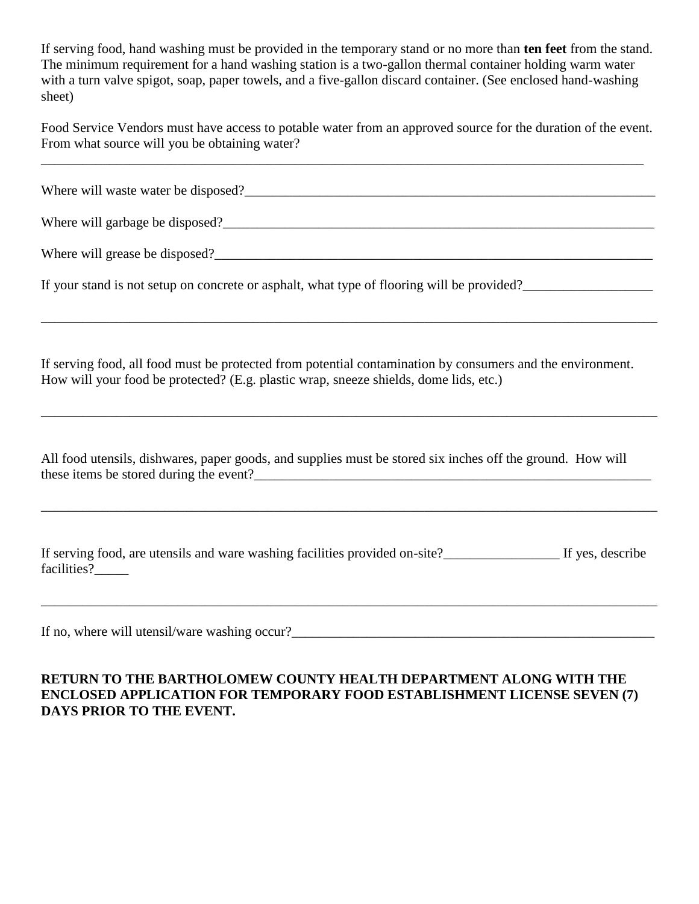If serving food, hand washing must be provided in the temporary stand or no more than **ten feet** from the stand. The minimum requirement for a hand washing station is a two-gallon thermal container holding warm water with a turn valve spigot, soap, paper towels, and a five-gallon discard container. (See enclosed hand-washing sheet)

Food Service Vendors must have access to potable water from an approved source for the duration of the event. From what source will you be obtaining water?

___________________________________________________________________________________________

Where will waste water be disposed?_____________________________________________________________

Where will garbage be disposed?________________________________________________________________

Where will grease be disposed?_________________________________________________________________

If your stand is not setup on concrete or asphalt, what type of flooring will be provided?___________________

___________________________________________________________________________________________

If serving food, all food must be protected from potential contamination by consumers and the environment. How will your food be protected? (E.g. plastic wrap, sneeze shields, dome lids, etc.)

___________________________________________________________________________________________

All food utensils, dishwares, paper goods, and supplies must be stored six inches off the ground. How will these items be stored during the event?____________________________________________________________

___________________________________________________________________________________________

If serving food, are utensils and ware washing facilities provided on-site?_________________ If yes, describe facilities?_____

___________________________________________________________________________________________

If no, where will utensil/ware washing occur?_______________________________________________________

**RETURN TO THE BARTHOLOMEW COUNTY HEALTH DEPARTMENT ALONG WITH THE ENCLOSED APPLICATION FOR TEMPORARY FOOD ESTABLISHMENT LICENSE SEVEN (7) DAYS PRIOR TO THE EVENT.**